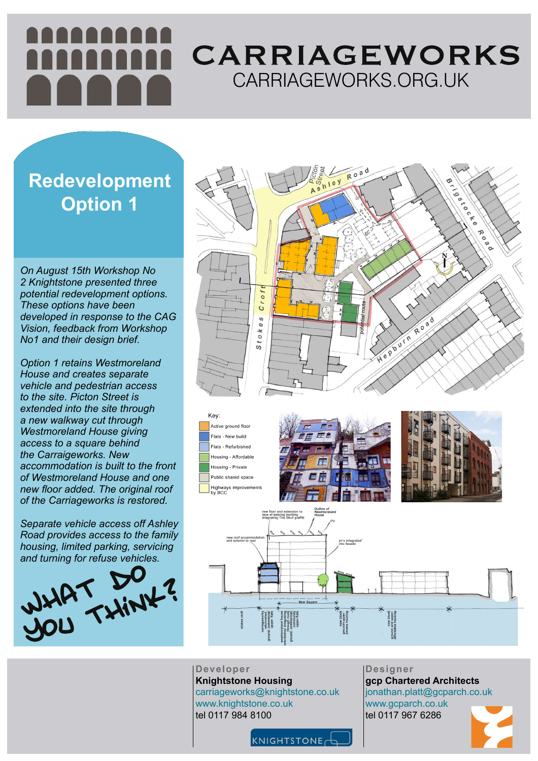# CARRIAGEWORKS

CARRIAGEWORKS.ORG.UK

## Redevelopment Option 1

*On August 15th Workshop No 2 Knightstone presented three potential redevelopment options. These options have been developed in response to the CAG Vision, feedback from Workshop No1 and their design brief.*

*Option 1 retains Westmoreland House and creates separate vehicle and pedestrian access to the site. Picton Street is extended into the site through a new walkway cut through Westmoreland House giving access to a square behind the Carriageworks. New accommodation is built to the front of Westmoreland House and one new floor added. The original roof of the Carriageworks is restored.*

*Separate vehicle access off Ashley Road provides access to the family housing, limited parking, servicing and turning for refuse vehicles.*

WHAT DO YOU THINK?

Key:
- Active ground floor
- Flats - New build
- Flats - Refurbished
- Housing - Affordable
- Housing - Private
- Public shared space
- Highways improvements by BCC

**Developer**
**Knightstone Housing**
carriageworks@knightstone.co.uk
www.knightstone.co.uk
tel 0117 984 8100

**Designer**
**gcp Chartered Architects**
jonathan.platt@gcparch.co.uk
www.gcparch.co.uk
tel 0117 967 6286

KNIGHTSTONE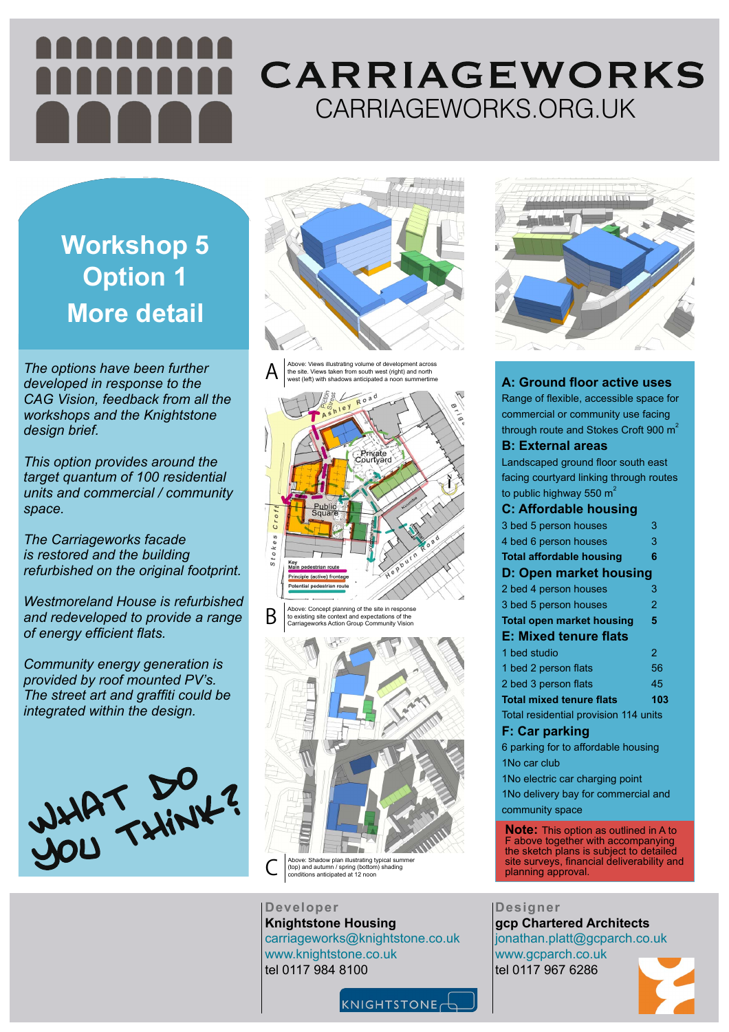# CARRIAGEWORKS

CARRIAGEWORKS.ORG.UK

## Workshop 5 Option 1 More detail

*The options have been further developed in response to the CAG Vision, feedback from all the workshops and the Knightstone design brief.*

*This option provides around the target quantum of 100 residential units and commercial / community space.*

*The Carriageworks facade is restored and the building refurbished on the original footprint.*

*Westmoreland House is refurbished and redeveloped to provide a range of energy efficient flats.*

*Community energy generation is provided by roof mounted PV's. The street art and graffiti could be integrated within the design.*

WHAT DO YOU THINK?

A — Above: Views illustrating volume of development across the site. Views taken from south west (right) and north west (left) with shadows anticipated a noon summertime

B — Above: Concept planning of the site in response to existing site context and expectations of the Carriageworks Action Group Community Vision

C — Above: Shadow plan illustrating typical summer (top) and autumn / spring (bottom) shading conditions anticipated at 12 noon

### A: Ground floor active uses

Range of flexible, accessible space for commercial or community use facing through route and Stokes Croft 900 $m^2$

### B: External areas

Landscaped ground floor south east facing courtyard linking through routes to public highway 550 $m^2$

### C: Affordable housing

| | |
|---|---|
| 3 bed 5 person houses | 3 |
| 4 bed 6 person houses | 3 |
| **Total affordable housing** | **6** |

### D: Open market housing

| | |
|---|---|
| 2 bed 4 person houses | 3 |
| 3 bed 5 person houses | 2 |
| **Total open market housing** | **5** |

### E: Mixed tenure flats

| | |
|---|---|
| 1 bed studio | 2 |
| 1 bed 2 person flats | 56 |
| 2 bed 3 person flats | 45 |
| **Total mixed tenure flats** | **103** |

Total residential provision 114 units

### F: Car parking

6 parking for to affordable housing
1No car club
1No electric car charging point
1No delivery bay for commercial and community space

**Note:** This option as outlined in A to F above together with accompanying the sketch plans is subject to detailed site surveys, financial deliverability and planning approval.

**Developer**
**Knightstone Housing**
carriageworks@knightstone.co.uk
www.knightstone.co.uk
tel 0117 984 8100

**Designer**
**gcp Chartered Architects**
jonathan.platt@gcparch.co.uk
www.gcparch.co.uk
tel 0117 967 6286